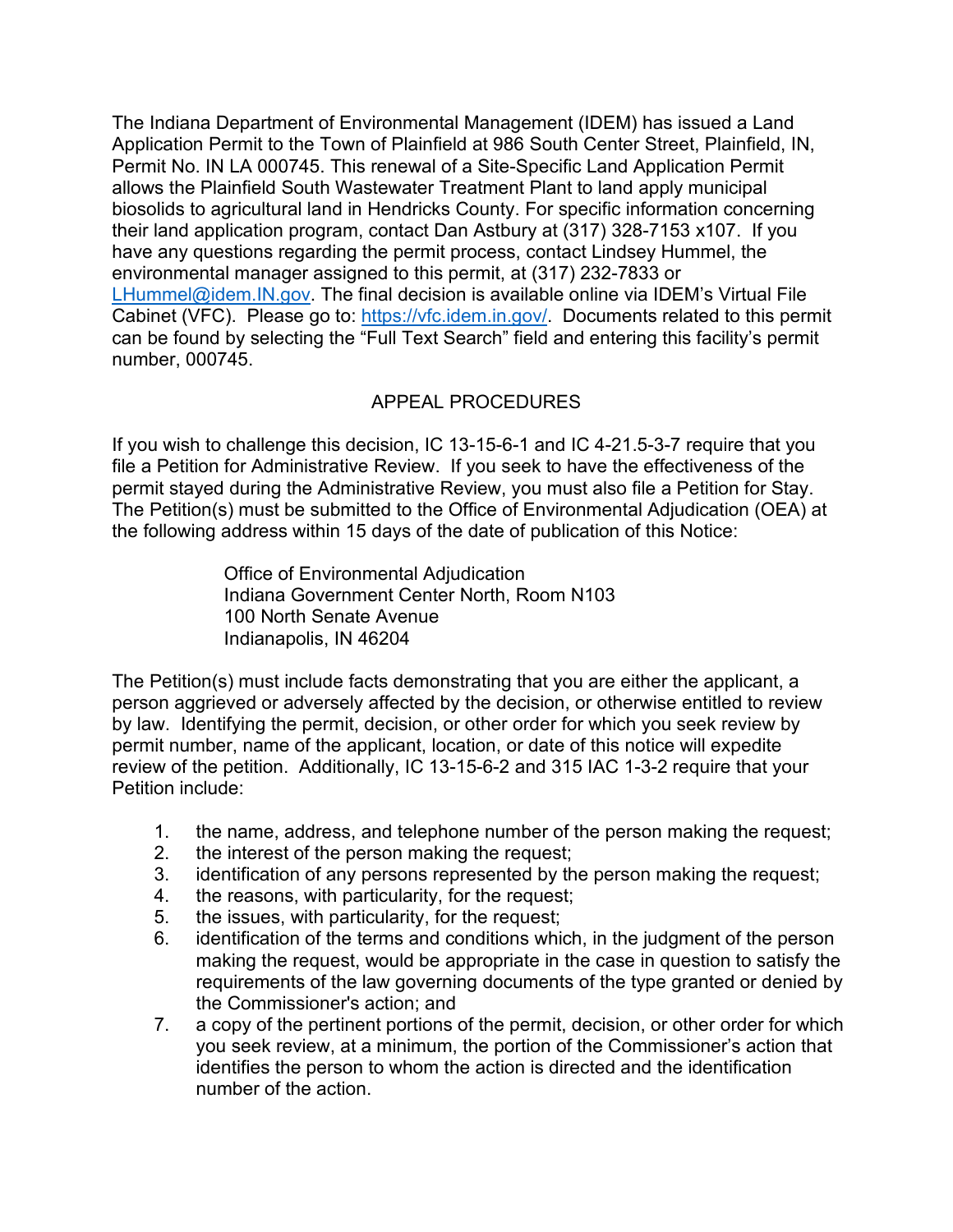The Indiana Department of Environmental Management (IDEM) has issued a Land Application Permit to the Town of Plainfield at 986 South Center Street, Plainfield, IN, Permit No. IN LA 000745. This renewal of a Site-Specific Land Application Permit allows the Plainfield South Wastewater Treatment Plant to land apply municipal biosolids to agricultural land in Hendricks County. For specific information concerning their land application program, contact Dan Astbury at (317) 328-7153 x107. If you have any questions regarding the permit process, contact Lindsey Hummel, the environmental manager assigned to this permit, at (317) 232-7833 or LHummel@idem.IN.gov. The final decision is available online via IDEM's Virtual File Cabinet (VFC). Please go to: https://vfc.idem.in.gov/. Documents related to this permit can be found by selecting the "Full Text Search" field and entering this facility's permit number, 000745.

## APPEAL PROCEDURES

If you wish to challenge this decision, IC 13-15-6-1 and IC 4-21.5-3-7 require that you file a Petition for Administrative Review. If you seek to have the effectiveness of the permit stayed during the Administrative Review, you must also file a Petition for Stay. The Petition(s) must be submitted to the Office of Environmental Adjudication (OEA) at the following address within 15 days of the date of publication of this Notice:

Office of Environmental Adjudication
Indiana Government Center North, Room N103
100 North Senate Avenue
Indianapolis, IN 46204

The Petition(s) must include facts demonstrating that you are either the applicant, a person aggrieved or adversely affected by the decision, or otherwise entitled to review by law. Identifying the permit, decision, or other order for which you seek review by permit number, name of the applicant, location, or date of this notice will expedite review of the petition. Additionally, IC 13-15-6-2 and 315 IAC 1-3-2 require that your Petition include:

1. the name, address, and telephone number of the person making the request;
2. the interest of the person making the request;
3. identification of any persons represented by the person making the request;
4. the reasons, with particularity, for the request;
5. the issues, with particularity, for the request;
6. identification of the terms and conditions which, in the judgment of the person making the request, would be appropriate in the case in question to satisfy the requirements of the law governing documents of the type granted or denied by the Commissioner's action; and
7. a copy of the pertinent portions of the permit, decision, or other order for which you seek review, at a minimum, the portion of the Commissioner's action that identifies the person to whom the action is directed and the identification number of the action.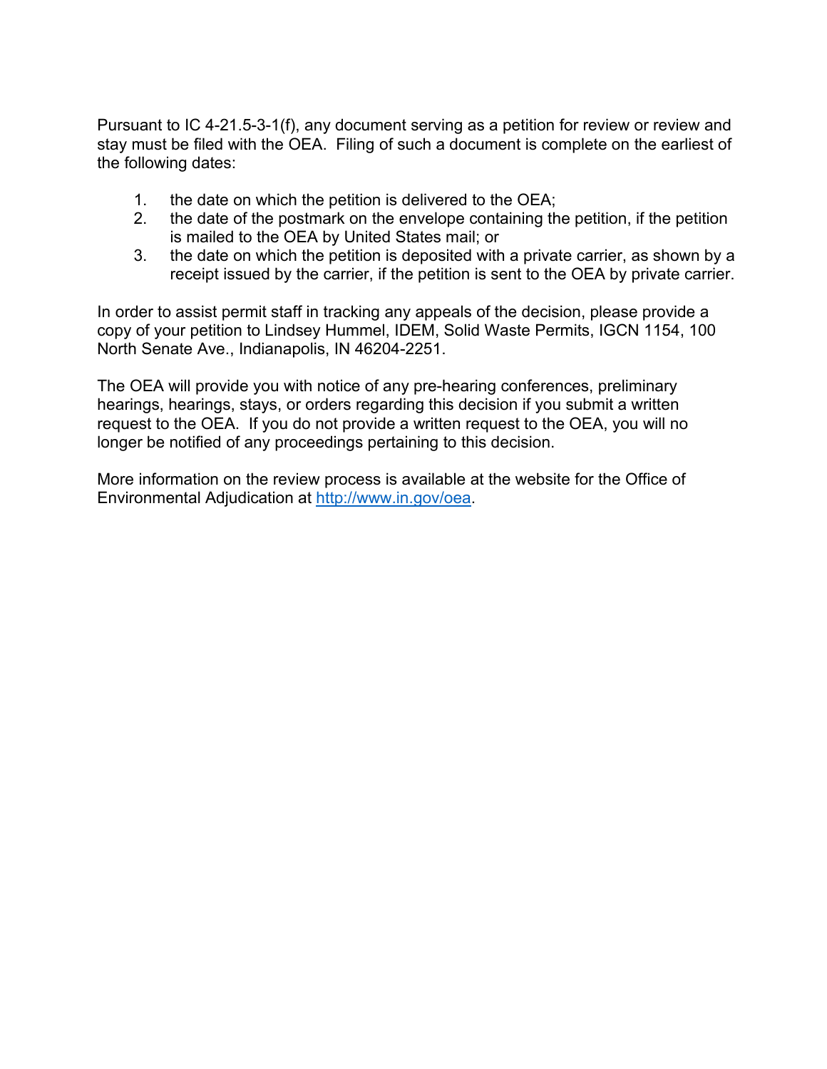Pursuant to IC 4-21.5-3-1(f), any document serving as a petition for review or review and stay must be filed with the OEA. Filing of such a document is complete on the earliest of the following dates:

1. the date on which the petition is delivered to the OEA;
2. the date of the postmark on the envelope containing the petition, if the petition is mailed to the OEA by United States mail; or
3. the date on which the petition is deposited with a private carrier, as shown by a receipt issued by the carrier, if the petition is sent to the OEA by private carrier.

In order to assist permit staff in tracking any appeals of the decision, please provide a copy of your petition to Lindsey Hummel, IDEM, Solid Waste Permits, IGCN 1154, 100 North Senate Ave., Indianapolis, IN 46204-2251.

The OEA will provide you with notice of any pre-hearing conferences, preliminary hearings, hearings, stays, or orders regarding this decision if you submit a written request to the OEA. If you do not provide a written request to the OEA, you will no longer be notified of any proceedings pertaining to this decision.

More information on the review process is available at the website for the Office of Environmental Adjudication at [http://www.in.gov/oea](http://www.in.gov/oea).